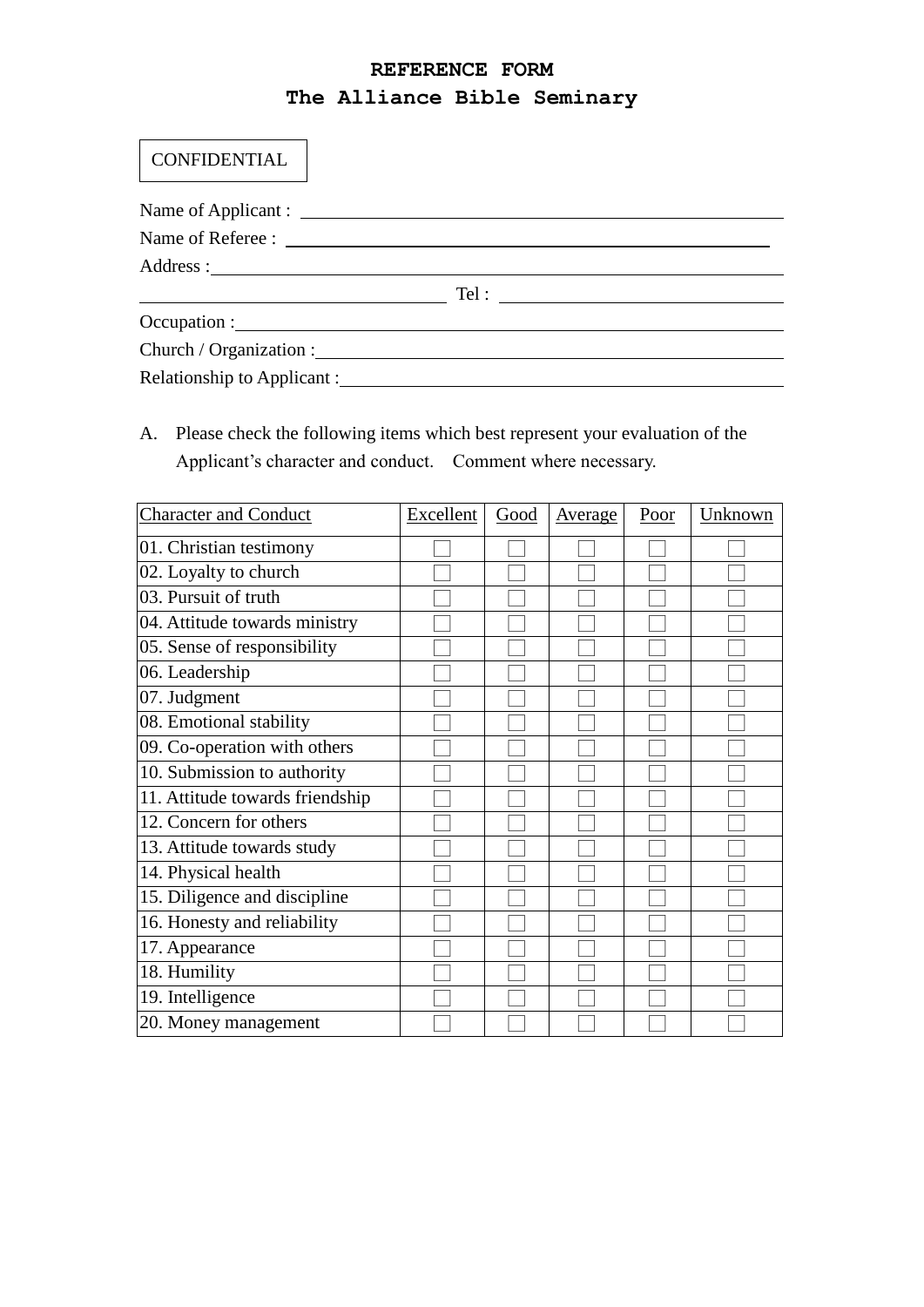# REFERENCE FORM

## The Alliance Bible Seminary

CONFIDENTIAL

Name of Applicant : ____________________

Name of Referee : ____________________

Address : ____________________

____________________ Tel : ____________________

Occupation : ____________________

Church / Organization : ____________________

Relationship to Applicant : ____________________

A. Please check the following items which best represent your evaluation of the Applicant's character and conduct. Comment where necessary.

| Character and Conduct | Excellent | Good | Average | Poor | Unknown |
|---|---|---|---|---|---|
| 01. Christian testimony | ☐ | ☐ | ☐ | ☐ | ☐ |
| 02. Loyalty to church | ☐ | ☐ | ☐ | ☐ | ☐ |
| 03. Pursuit of truth | ☐ | ☐ | ☐ | ☐ | ☐ |
| 04. Attitude towards ministry | ☐ | ☐ | ☐ | ☐ | ☐ |
| 05. Sense of responsibility | ☐ | ☐ | ☐ | ☐ | ☐ |
| 06. Leadership | ☐ | ☐ | ☐ | ☐ | ☐ |
| 07. Judgment | ☐ | ☐ | ☐ | ☐ | ☐ |
| 08. Emotional stability | ☐ | ☐ | ☐ | ☐ | ☐ |
| 09. Co-operation with others | ☐ | ☐ | ☐ | ☐ | ☐ |
| 10. Submission to authority | ☐ | ☐ | ☐ | ☐ | ☐ |
| 11. Attitude towards friendship | ☐ | ☐ | ☐ | ☐ | ☐ |
| 12. Concern for others | ☐ | ☐ | ☐ | ☐ | ☐ |
| 13. Attitude towards study | ☐ | ☐ | ☐ | ☐ | ☐ |
| 14. Physical health | ☐ | ☐ | ☐ | ☐ | ☐ |
| 15. Diligence and discipline | ☐ | ☐ | ☐ | ☐ | ☐ |
| 16. Honesty and reliability | ☐ | ☐ | ☐ | ☐ | ☐ |
| 17. Appearance | ☐ | ☐ | ☐ | ☐ | ☐ |
| 18. Humility | ☐ | ☐ | ☐ | ☐ | ☐ |
| 19. Intelligence | ☐ | ☐ | ☐ | ☐ | ☐ |
| 20. Money management | ☐ | ☐ | ☐ | ☐ | ☐ |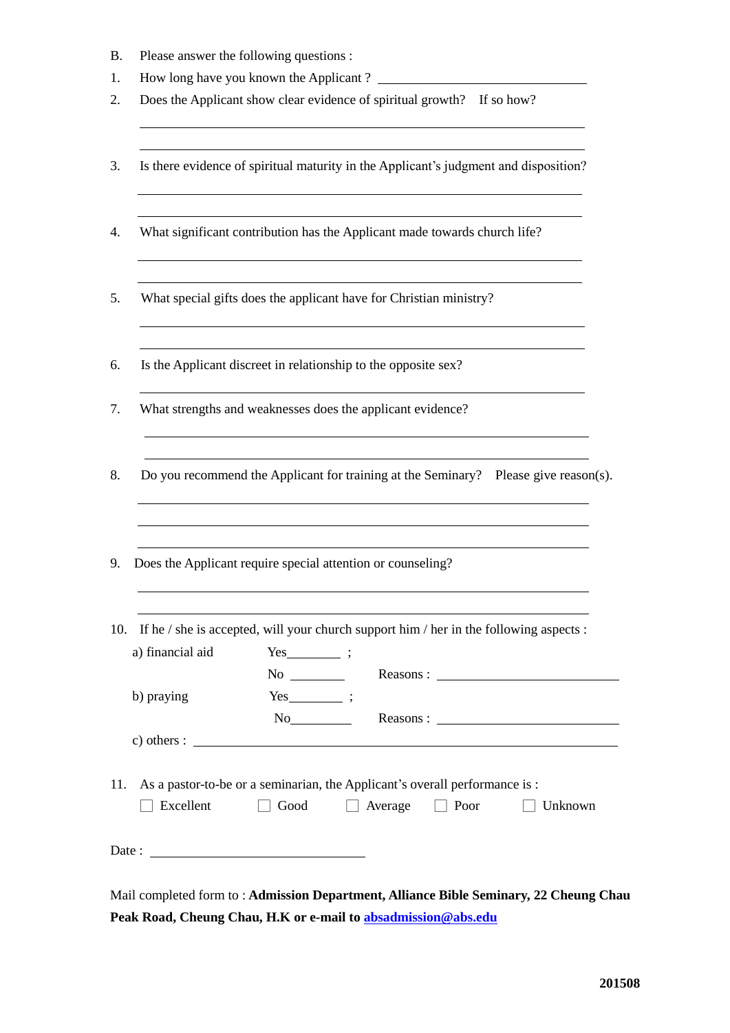B. Please answer the following questions :

1. How long have you known the Applicant ? ______________________________

2. Does the Applicant show clear evidence of spiritual growth? If so how?

______________________________________________________________

______________________________________________________________

3. Is there evidence of spiritual maturity in the Applicant's judgment and disposition?

______________________________________________________________

______________________________________________________________

4. What significant contribution has the Applicant made towards church life?

______________________________________________________________

______________________________________________________________

5. What special gifts does the applicant have for Christian ministry?

______________________________________________________________

______________________________________________________________

6. Is the Applicant discreet in relationship to the opposite sex?

______________________________________________________________

7. What strengths and weaknesses does the applicant evidence?

______________________________________________________________

______________________________________________________________

8. Do you recommend the Applicant for training at the Seminary? Please give reason(s).

______________________________________________________________

______________________________________________________________

______________________________________________________________

9. Does the Applicant require special attention or counseling?

______________________________________________________________

______________________________________________________________

10. If he / she is accepted, will your church support him / her in the following aspects :

a) financial aid  Yes________ ;
  No ________  Reasons : ____________________________

b) praying  Yes________ ;
  No________  Reasons : ____________________________

c) others : ______________________________________________________________

11. As a pastor-to-be or a seminarian, the Applicant's overall performance is :

☐ Excellent  ☐ Good  ☐ Average  ☐ Poor  ☐ Unknown

Date : ______________________________

Mail completed form to : **Admission Department, Alliance Bible Seminary, 22 Cheung Chau Peak Road, Cheung Chau, H.K or e-mail to [absadmission@abs.edu](mailto:absadmission@abs.edu)**

**201508**